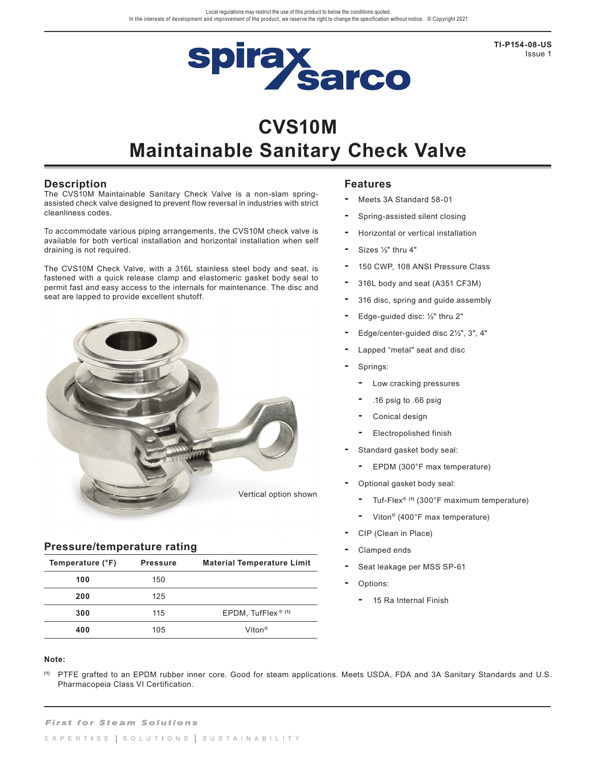Local regulations may restrict the use of this product to below the conditions quoted.
In the interests of development and improvement of the product, we reserve the right to change the specification without notice. © Copyright 2021

TI-P154-08-US
Issue 1

# CVS10M
# Maintainable Sanitary Check Valve

## Description

The CVS10M Maintainable Sanitary Check Valve is a non-slam spring-assisted check valve designed to prevent flow reversal in industries with strict cleanliness codes.

To accommodate various piping arrangements, the CVS10M check valve is available for both vertical installation and horizontal installation when self draining is not required.

The CVS10M Check Valve, with a 316L stainless steel body and seat, is fastened with a quick release clamp and elastomeric gasket body seal to permit fast and easy access to the internals for maintenance. The disc and seat are lapped to provide excellent shutoff.

Vertical option shown

## Pressure/temperature rating

| Temperature (°F) | Pressure | Material Temperature Limit |
|---|---|---|
| **100** | 150 | |
| **200** | 125 | |
| **300** | 115 | EPDM, TufFlex® [1] |
| **400** | 105 | Viton® |

## Features

- Meets 3A Standard 58-01
- Spring-assisted silent closing
- Horizontal or vertical installation
- Sizes ½" thru 4"
- 150 CWP, 108 ANSI Pressure Class
- 316L body and seat (A351 CF3M)
- 316 disc, spring and guide assembly
- Edge-guided disc: ½" thru 2"
- Edge/center-guided disc 2½", 3", 4"
- Lapped "metal" seat and disc
- Springs:
  - Low cracking pressures
  - .16 psig to .66 psig
  - Conical design
  - Electropolished finish
- Standard gasket body seal:
  - EPDM (300°F max temperature)
- Optional gasket body seal:
  - Tuf-Flex® [1] (300°F maximum temperature)
  - Viton® (400°F max temperature)
- CIP (Clean in Place)
- Clamped ends
- Seat leakage per MSS SP-61
- Options:
  - 15 Ra Internal Finish

**Note:**

[1] PTFE grafted to an EPDM rubber inner core. Good for steam applications. Meets USDA, FDA and 3A Sanitary Standards and U.S. Pharmacopeia Class VI Certification.

*First for Steam Solutions*

EXPERTISE | SOLUTIONS | SUSTAINABILITY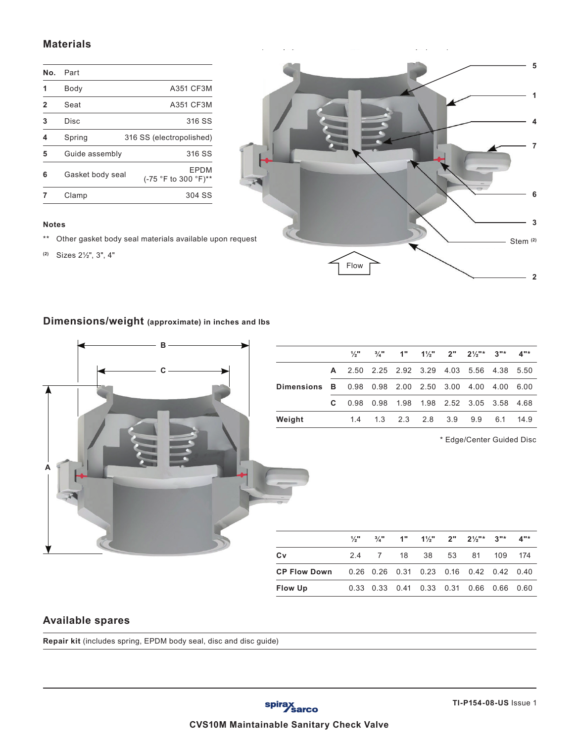## Materials

| No. | Part | |
|---|---|---|
| 1 | Body | A351 CF3M |
| 2 | Seat | A351 CF3M |
| 3 | Disc | 316 SS |
| 4 | Spring | 316 SS (electropolished) |
| 5 | Guide assembly | 316 SS |
| 6 | Gasket body seal | EPDM (-75 °F to 300 °F)** |
| 7 | Clamp | 304 SS |

**Notes**

** Other gasket body seal materials available upon request

(2) Sizes 2½", 3", 4"

5
1
4
7
6
3
Stem (2)
2
Flow

## Dimensions/weight (approximate) in inches and lbs

B
C
A

| | | ½" | ¾" | 1" | 1½" | 2" | 2½"* | 3"* | 4"* |
|---|---|---|---|---|---|---|---|---|---|
| Dimensions | A | 2.50 | 2.25 | 2.92 | 3.29 | 4.03 | 5.56 | 4.38 | 5.50 |
| | B | 0.98 | 0.98 | 2.00 | 2.50 | 3.00 | 4.00 | 4.00 | 6.00 |
| | C | 0.98 | 0.98 | 1.98 | 1.98 | 2.52 | 3.05 | 3.58 | 4.68 |
| Weight | | 1.4 | 1.3 | 2.3 | 2.8 | 3.9 | 9.9 | 6.1 | 14.9 |

\* Edge/Center Guided Disc

| | ½" | ¾" | 1" | 1½" | 2" | 2½"* | 3"* | 4"* |
|---|---|---|---|---|---|---|---|---|
| Cv | 2.4 | 7 | 18 | 38 | 53 | 81 | 109 | 174 |
| CP Flow Down | 0.26 | 0.26 | 0.31 | 0.23 | 0.16 | 0.42 | 0.42 | 0.40 |
| Flow Up | 0.33 | 0.33 | 0.41 | 0.33 | 0.31 | 0.66 | 0.66 | 0.60 |

## Available spares

**Repair kit** (includes spring, EPDM body seal, disc and disc guide)

spirax sarco

**TI-P154-08-US** Issue 1

**CVS10M Maintainable Sanitary Check Valve**